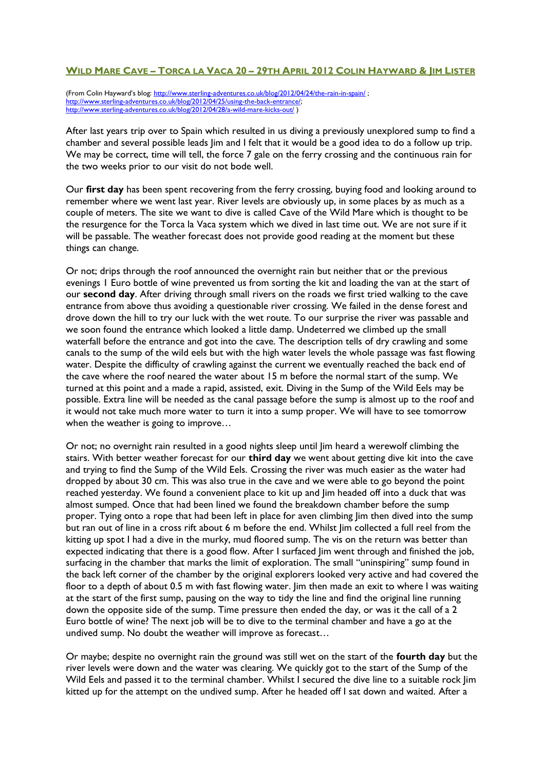## WILD MARE CAVE – TORCA LA VACA 20 – 29TH APRIL 2012 COLIN HAYWARD & JIM LISTER

(From Colin Hayward's blog: http://www.sterling-adventures.co.uk/blog/2012/04/24/the-rain-in-spain/ ; http://www.sterling-adventures.co.uk/blog/2012/04/25/using-the-back-entrance/; http://www.sterling-adventures.co.uk/blog/2012/04/28/a-wild-mare-kicks-out/ )

After last years trip over to Spain which resulted in us diving a previously unexplored sump to find a chamber and several possible leads Jim and I felt that it would be a good idea to do a follow up trip. We may be correct, time will tell, the force 7 gale on the ferry crossing and the continuous rain for the two weeks prior to our visit do not bode well.

Our **first day** has been spent recovering from the ferry crossing, buying food and looking around to remember where we went last year. River levels are obviously up, in some places by as much as a couple of meters. The site we want to dive is called Cave of the Wild Mare which is thought to be the resurgence for the Torca la Vaca system which we dived in last time out. We are not sure if it will be passable. The weather forecast does not provide good reading at the moment but these things can change.

Or not; drips through the roof announced the overnight rain but neither that or the previous evenings 1 Euro bottle of wine prevented us from sorting the kit and loading the van at the start of our **second day**. After driving through small rivers on the roads we first tried walking to the cave entrance from above thus avoiding a questionable river crossing. We failed in the dense forest and drove down the hill to try our luck with the wet route. To our surprise the river was passable and we soon found the entrance which looked a little damp. Undeterred we climbed up the small waterfall before the entrance and got into the cave. The description tells of dry crawling and some canals to the sump of the wild eels but with the high water levels the whole passage was fast flowing water. Despite the difficulty of crawling against the current we eventually reached the back end of the cave where the roof neared the water about 15 m before the normal start of the sump. We turned at this point and a made a rapid, assisted, exit. Diving in the Sump of the Wild Eels may be possible. Extra line will be needed as the canal passage before the sump is almost up to the roof and it would not take much more water to turn it into a sump proper. We will have to see tomorrow when the weather is going to improve…

Or not; no overnight rain resulted in a good nights sleep until Jim heard a werewolf climbing the stairs. With better weather forecast for our **third day** we went about getting dive kit into the cave and trying to find the Sump of the Wild Eels. Crossing the river was much easier as the water had dropped by about 30 cm. This was also true in the cave and we were able to go beyond the point reached yesterday. We found a convenient place to kit up and Jim headed off into a duck that was almost sumped. Once that had been lined we found the breakdown chamber before the sump proper. Tying onto a rope that had been left in place for aven climbing Jim then dived into the sump but ran out of line in a cross rift about 6 m before the end. Whilst Jim collected a full reel from the kitting up spot I had a dive in the murky, mud floored sump. The vis on the return was better than expected indicating that there is a good flow. After I surfaced Jim went through and finished the job, surfacing in the chamber that marks the limit of exploration. The small "uninspiring" sump found in the back left corner of the chamber by the original explorers looked very active and had covered the floor to a depth of about 0.5 m with fast flowing water. Jim then made an exit to where I was waiting at the start of the first sump, pausing on the way to tidy the line and find the original line running down the opposite side of the sump. Time pressure then ended the day, or was it the call of a 2 Euro bottle of wine? The next job will be to dive to the terminal chamber and have a go at the undived sump. No doubt the weather will improve as forecast…

Or maybe; despite no overnight rain the ground was still wet on the start of the **fourth day** but the river levels were down and the water was clearing. We quickly got to the start of the Sump of the Wild Eels and passed it to the terminal chamber. Whilst I secured the dive line to a suitable rock Jim kitted up for the attempt on the undived sump. After he headed off I sat down and waited. After a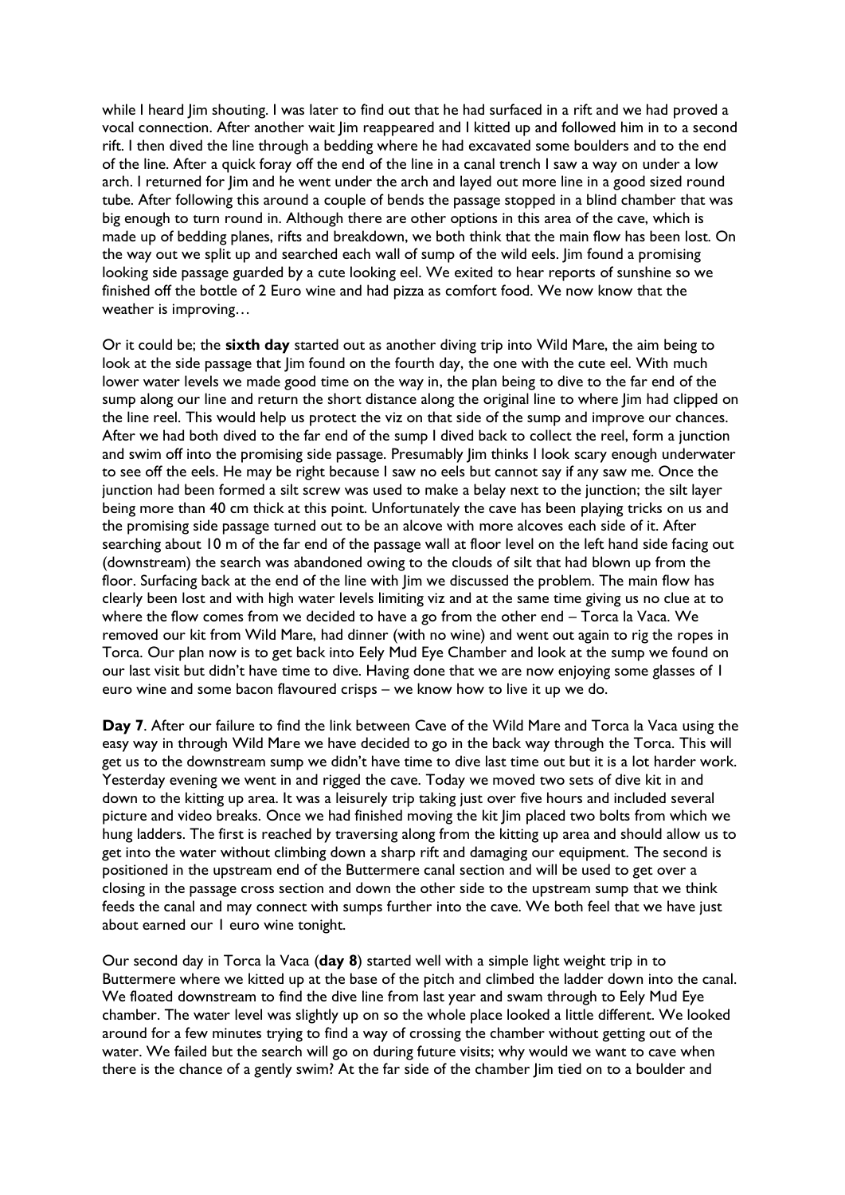while I heard Jim shouting. I was later to find out that he had surfaced in a rift and we had proved a vocal connection. After another wait Jim reappeared and I kitted up and followed him in to a second rift. I then dived the line through a bedding where he had excavated some boulders and to the end of the line. After a quick foray off the end of the line in a canal trench I saw a way on under a low arch. I returned for Jim and he went under the arch and layed out more line in a good sized round tube. After following this around a couple of bends the passage stopped in a blind chamber that was big enough to turn round in. Although there are other options in this area of the cave, which is made up of bedding planes, rifts and breakdown, we both think that the main flow has been lost. On the way out we split up and searched each wall of sump of the wild eels. Jim found a promising looking side passage guarded by a cute looking eel. We exited to hear reports of sunshine so we finished off the bottle of 2 Euro wine and had pizza as comfort food. We now know that the weather is improving…

Or it could be; the **sixth day** started out as another diving trip into Wild Mare, the aim being to look at the side passage that Jim found on the fourth day, the one with the cute eel. With much lower water levels we made good time on the way in, the plan being to dive to the far end of the sump along our line and return the short distance along the original line to where Jim had clipped on the line reel. This would help us protect the viz on that side of the sump and improve our chances. After we had both dived to the far end of the sump I dived back to collect the reel, form a junction and swim off into the promising side passage. Presumably Jim thinks I look scary enough underwater to see off the eels. He may be right because I saw no eels but cannot say if any saw me. Once the junction had been formed a silt screw was used to make a belay next to the junction; the silt layer being more than 40 cm thick at this point. Unfortunately the cave has been playing tricks on us and the promising side passage turned out to be an alcove with more alcoves each side of it. After searching about 10 m of the far end of the passage wall at floor level on the left hand side facing out (downstream) the search was abandoned owing to the clouds of silt that had blown up from the floor. Surfacing back at the end of the line with Jim we discussed the problem. The main flow has clearly been lost and with high water levels limiting viz and at the same time giving us no clue at to where the flow comes from we decided to have a go from the other end – Torca la Vaca. We removed our kit from Wild Mare, had dinner (with no wine) and went out again to rig the ropes in Torca. Our plan now is to get back into Eely Mud Eye Chamber and look at the sump we found on our last visit but didn't have time to dive. Having done that we are now enjoying some glasses of 1 euro wine and some bacon flavoured crisps – we know how to live it up we do.

**Day 7**. After our failure to find the link between Cave of the Wild Mare and Torca la Vaca using the easy way in through Wild Mare we have decided to go in the back way through the Torca. This will get us to the downstream sump we didn't have time to dive last time out but it is a lot harder work. Yesterday evening we went in and rigged the cave. Today we moved two sets of dive kit in and down to the kitting up area. It was a leisurely trip taking just over five hours and included several picture and video breaks. Once we had finished moving the kit Jim placed two bolts from which we hung ladders. The first is reached by traversing along from the kitting up area and should allow us to get into the water without climbing down a sharp rift and damaging our equipment. The second is positioned in the upstream end of the Buttermere canal section and will be used to get over a closing in the passage cross section and down the other side to the upstream sump that we think feeds the canal and may connect with sumps further into the cave. We both feel that we have just about earned our 1 euro wine tonight.

Our second day in Torca la Vaca (**day 8**) started well with a simple light weight trip in to Buttermere where we kitted up at the base of the pitch and climbed the ladder down into the canal. We floated downstream to find the dive line from last year and swam through to Eely Mud Eye chamber. The water level was slightly up on so the whole place looked a little different. We looked around for a few minutes trying to find a way of crossing the chamber without getting out of the water. We failed but the search will go on during future visits; why would we want to cave when there is the chance of a gently swim? At the far side of the chamber Jim tied on to a boulder and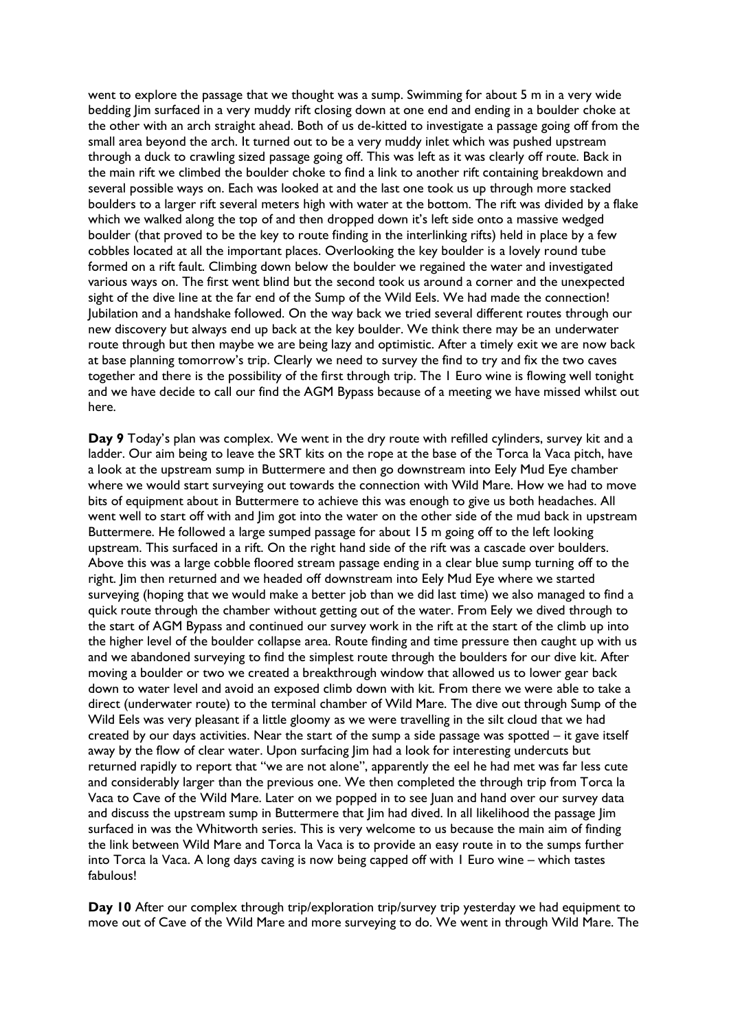went to explore the passage that we thought was a sump. Swimming for about 5 m in a very wide bedding Jim surfaced in a very muddy rift closing down at one end and ending in a boulder choke at the other with an arch straight ahead. Both of us de-kitted to investigate a passage going off from the small area beyond the arch. It turned out to be a very muddy inlet which was pushed upstream through a duck to crawling sized passage going off. This was left as it was clearly off route. Back in the main rift we climbed the boulder choke to find a link to another rift containing breakdown and several possible ways on. Each was looked at and the last one took us up through more stacked boulders to a larger rift several meters high with water at the bottom. The rift was divided by a flake which we walked along the top of and then dropped down it's left side onto a massive wedged boulder (that proved to be the key to route finding in the interlinking rifts) held in place by a few cobbles located at all the important places. Overlooking the key boulder is a lovely round tube formed on a rift fault. Climbing down below the boulder we regained the water and investigated various ways on. The first went blind but the second took us around a corner and the unexpected sight of the dive line at the far end of the Sump of the Wild Eels. We had made the connection! Jubilation and a handshake followed. On the way back we tried several different routes through our new discovery but always end up back at the key boulder. We think there may be an underwater route through but then maybe we are being lazy and optimistic. After a timely exit we are now back at base planning tomorrow's trip. Clearly we need to survey the find to try and fix the two caves together and there is the possibility of the first through trip. The 1 Euro wine is flowing well tonight and we have decide to call our find the AGM Bypass because of a meeting we have missed whilst out here.

**Day 9** Today's plan was complex. We went in the dry route with refilled cylinders, survey kit and a ladder. Our aim being to leave the SRT kits on the rope at the base of the Torca la Vaca pitch, have a look at the upstream sump in Buttermere and then go downstream into Eely Mud Eye chamber where we would start surveying out towards the connection with Wild Mare. How we had to move bits of equipment about in Buttermere to achieve this was enough to give us both headaches. All went well to start off with and Jim got into the water on the other side of the mud back in upstream Buttermere. He followed a large sumped passage for about 15 m going off to the left looking upstream. This surfaced in a rift. On the right hand side of the rift was a cascade over boulders. Above this was a large cobble floored stream passage ending in a clear blue sump turning off to the right. Jim then returned and we headed off downstream into Eely Mud Eye where we started surveying (hoping that we would make a better job than we did last time) we also managed to find a quick route through the chamber without getting out of the water. From Eely we dived through to the start of AGM Bypass and continued our survey work in the rift at the start of the climb up into the higher level of the boulder collapse area. Route finding and time pressure then caught up with us and we abandoned surveying to find the simplest route through the boulders for our dive kit. After moving a boulder or two we created a breakthrough window that allowed us to lower gear back down to water level and avoid an exposed climb down with kit. From there we were able to take a direct (underwater route) to the terminal chamber of Wild Mare. The dive out through Sump of the Wild Eels was very pleasant if a little gloomy as we were travelling in the silt cloud that we had created by our days activities. Near the start of the sump a side passage was spotted – it gave itself away by the flow of clear water. Upon surfacing Jim had a look for interesting undercuts but returned rapidly to report that "we are not alone", apparently the eel he had met was far less cute and considerably larger than the previous one. We then completed the through trip from Torca la Vaca to Cave of the Wild Mare. Later on we popped in to see Juan and hand over our survey data and discuss the upstream sump in Buttermere that Jim had dived. In all likelihood the passage Jim surfaced in was the Whitworth series. This is very welcome to us because the main aim of finding the link between Wild Mare and Torca la Vaca is to provide an easy route in to the sumps further into Torca la Vaca. A long days caving is now being capped off with 1 Euro wine – which tastes fabulous!

**Day 10** After our complex through trip/exploration trip/survey trip yesterday we had equipment to move out of Cave of the Wild Mare and more surveying to do. We went in through Wild Mare. The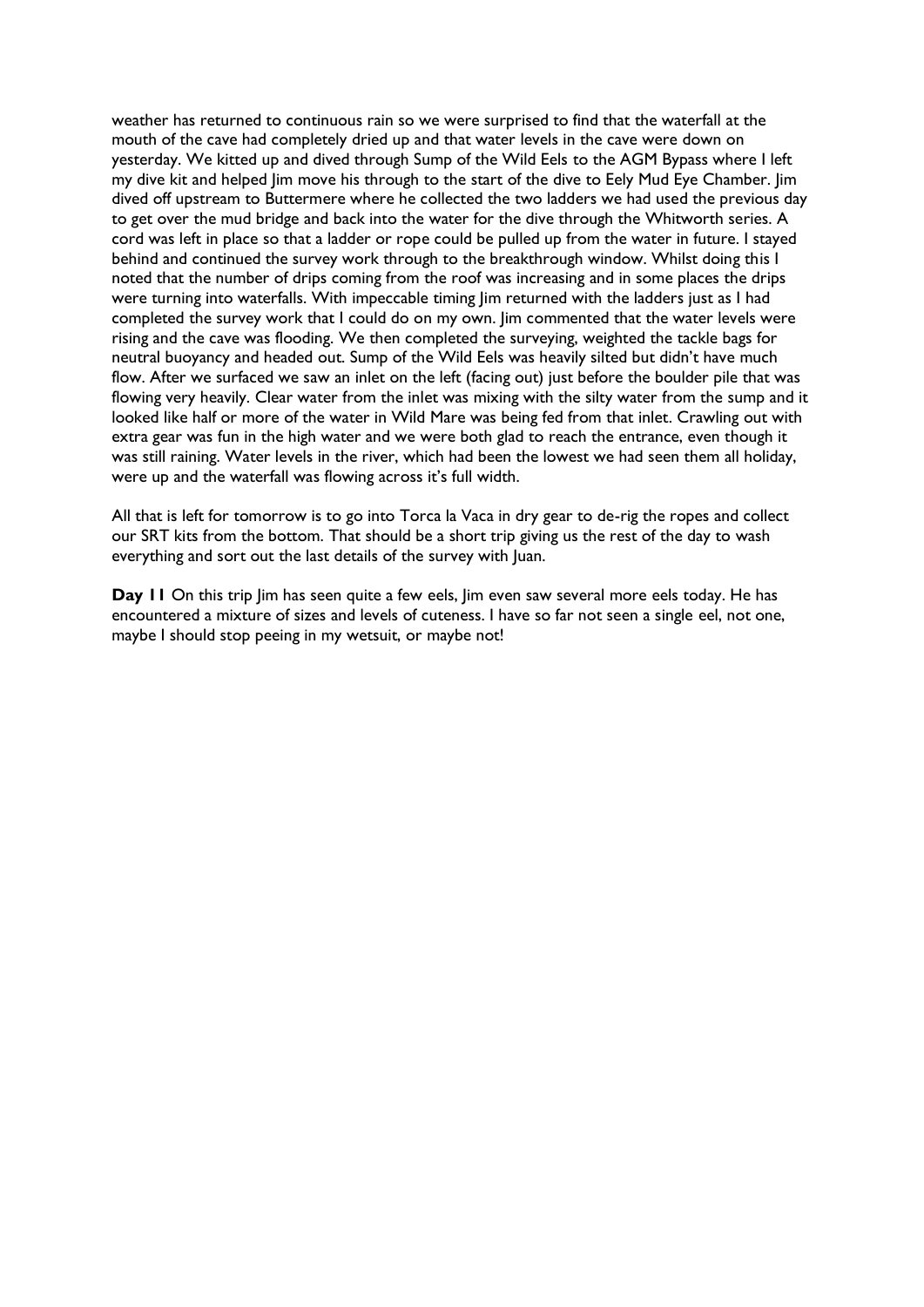weather has returned to continuous rain so we were surprised to find that the waterfall at the mouth of the cave had completely dried up and that water levels in the cave were down on yesterday. We kitted up and dived through Sump of the Wild Eels to the AGM Bypass where I left my dive kit and helped Jim move his through to the start of the dive to Eely Mud Eye Chamber. Jim dived off upstream to Buttermere where he collected the two ladders we had used the previous day to get over the mud bridge and back into the water for the dive through the Whitworth series. A cord was left in place so that a ladder or rope could be pulled up from the water in future. I stayed behind and continued the survey work through to the breakthrough window. Whilst doing this I noted that the number of drips coming from the roof was increasing and in some places the drips were turning into waterfalls. With impeccable timing Jim returned with the ladders just as I had completed the survey work that I could do on my own. Jim commented that the water levels were rising and the cave was flooding. We then completed the surveying, weighted the tackle bags for neutral buoyancy and headed out. Sump of the Wild Eels was heavily silted but didn't have much flow. After we surfaced we saw an inlet on the left (facing out) just before the boulder pile that was flowing very heavily. Clear water from the inlet was mixing with the silty water from the sump and it looked like half or more of the water in Wild Mare was being fed from that inlet. Crawling out with extra gear was fun in the high water and we were both glad to reach the entrance, even though it was still raining. Water levels in the river, which had been the lowest we had seen them all holiday, were up and the waterfall was flowing across it's full width.

All that is left for tomorrow is to go into Torca la Vaca in dry gear to de-rig the ropes and collect our SRT kits from the bottom. That should be a short trip giving us the rest of the day to wash everything and sort out the last details of the survey with Juan.

**Day 11** On this trip Jim has seen quite a few eels, Jim even saw several more eels today. He has encountered a mixture of sizes and levels of cuteness. I have so far not seen a single eel, not one, maybe I should stop peeing in my wetsuit, or maybe not!